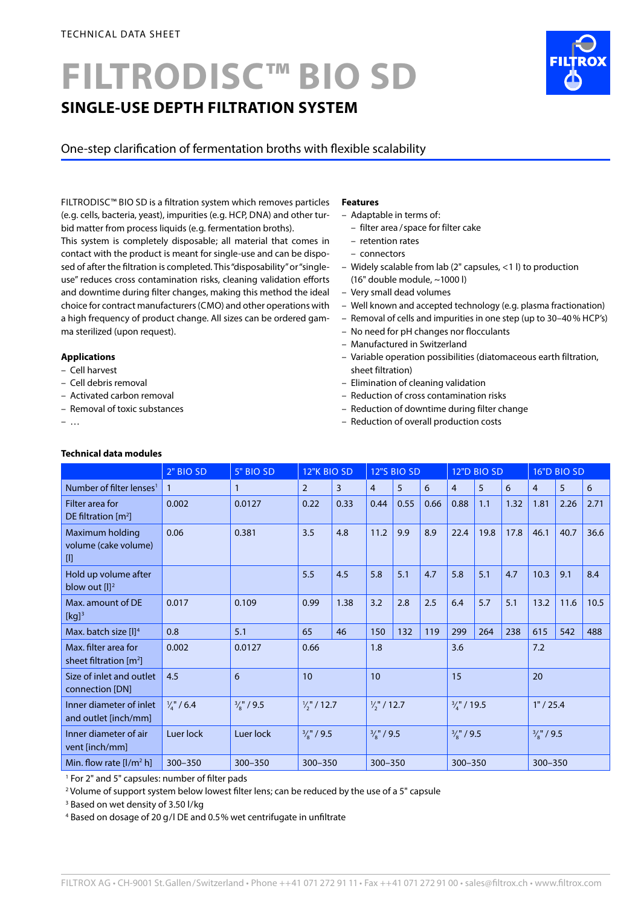TECHNICAL DATA SHEET

# FILTRODISC™ BIO SD

## SINGLE-USE DEPTH FILTRATION SYSTEM

One-step clarification of fermentation broths with flexible scalability

FILTRODISC™ BIO SD is a filtration system which removes particles (e.g. cells, bacteria, yeast), impurities (e.g. HCP, DNA) and other turbid matter from process liquids (e.g. fermentation broths).
This system is completely disposable; all material that comes in contact with the product is meant for single-use and can be disposed of after the filtration is completed. This "disposability" or "single-use" reduces cross contamination risks, cleaning validation efforts and downtime during filter changes, making this method the ideal choice for contract manufacturers (CMO) and other operations with a high frequency of product change. All sizes can be ordered gamma sterilized (upon request).

**Applications**

- Cell harvest
- Cell debris removal
- Activated carbon removal
- Removal of toxic substances
- …

**Features**

- Adaptable in terms of:
  - filter area / space for filter cake
  - retention rates
  - connectors
- Widely scalable from lab (2" capsules, <1 l) to production (16" double module, ~1000 l)
- Very small dead volumes
- Well known and accepted technology (e.g. plasma fractionation)
- Removal of cells and impurities in one step (up to 30–40 % HCP's)
- No need for pH changes nor flocculants
- Manufactured in Switzerland
- Variable operation possibilities (diatomaceous earth filtration, sheet filtration)
- Elimination of cleaning validation
- Reduction of cross contamination risks
- Reduction of downtime during filter change
- Reduction of overall production costs

**Technical data modules**

| | 2" BIO SD | 5" BIO SD | 12"K BIO SD | | 12"S BIO SD | | | 12"D BIO SD | | | 16"D BIO SD | | |
|---|---|---|---|---|---|---|---|---|---|---|---|---|---|
| Number of filter lenses[1] | 1 | 1 | 2 | 3 | 4 | 5 | 6 | 4 | 5 | 6 | 4 | 5 | 6 |
| Filter area for DE filtration [m²] | 0.002 | 0.0127 | 0.22 | 0.33 | 0.44 | 0.55 | 0.66 | 0.88 | 1.1 | 1.32 | 1.81 | 2.26 | 2.71 |
| Maximum holding volume (cake volume) [l] | 0.06 | 0.381 | 3.5 | 4.8 | 11.2 | 9.9 | 8.9 | 22.4 | 19.8 | 17.8 | 46.1 | 40.7 | 36.6 |
| Hold up volume after blow out [l][2] | | | 5.5 | 4.5 | 5.8 | 5.1 | 4.7 | 5.8 | 5.1 | 4.7 | 10.3 | 9.1 | 8.4 |
| Max. amount of DE [kg][3] | 0.017 | 0.109 | 0.99 | 1.38 | 3.2 | 2.8 | 2.5 | 6.4 | 5.7 | 5.1 | 13.2 | 11.6 | 10.5 |
| Max. batch size [l][4] | 0.8 | 5.1 | 65 | 46 | 150 | 132 | 119 | 299 | 264 | 238 | 615 | 542 | 488 |
| Max. filter area for sheet filtration [m²] | 0.002 | 0.0127 | 0.66 | | 1.8 | | | 3.6 | | | 7.2 | | |
| Size of inlet and outlet connection [DN] | 4.5 | 6 | 10 | | 10 | | | 15 | | | 20 | | |
| Inner diameter of inlet and outlet [inch/mm] | 1/4" / 6.4 | 3/8" / 9.5 | 1/2" / 12.7 | | 1/2" / 12.7 | | | 3/4" / 19.5 | | | 1" / 25.4 | | |
| Inner diameter of air vent [inch/mm] | Luer lock | Luer lock | 3/8" / 9.5 | | 3/8" / 9.5 | | | 3/8" / 9.5 | | | 3/8" / 9.5 | | |
| Min. flow rate [l/m² h] | 300–350 | 300–350 | 300–350 | | 300–350 | | | 300–350 | | | 300–350 | | |

[1] For 2" and 5" capsules: number of filter pads
[2] Volume of support system below lowest filter lens; can be reduced by the use of a 5" capsule
[3] Based on wet density of 3.50 l/kg
[4] Based on dosage of 20 g/l DE and 0.5 % wet centrifugate in unfiltrate

FILTROX AG • CH-9001 St. Gallen / Switzerland • Phone ++41 071 272 91 11 • Fax ++41 071 272 91 00 • sales@filtrox.ch • www.filtrox.com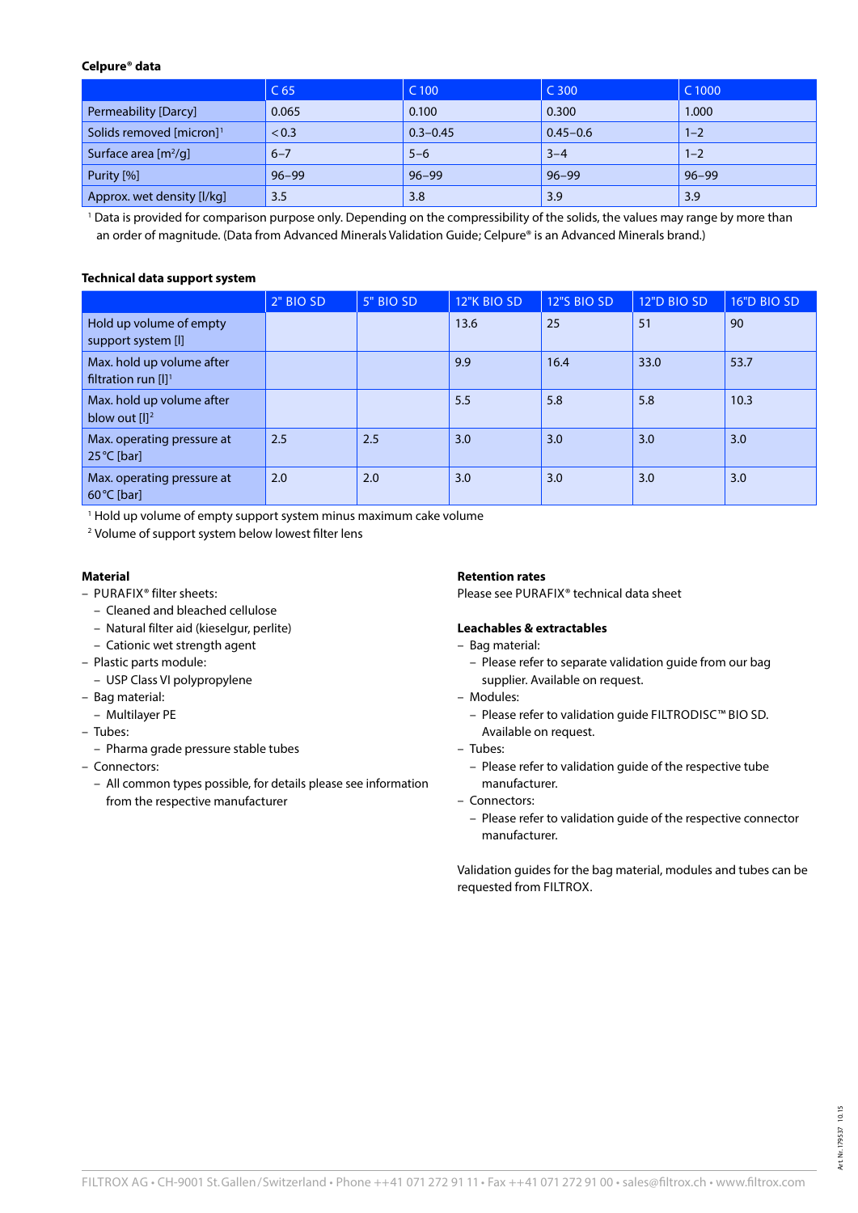**Celpure® data**

| | C 65 | C 100 | C 300 | C 1000 |
|---|---|---|---|---|
| Permeability [Darcy] | 0.065 | 0.100 | 0.300 | 1.000 |
| Solids removed [micron][1] | < 0.3 | 0.3–0.45 | 0.45–0.6 | 1–2 |
| Surface area [$m^2$/g] | 6–7 | 5–6 | 3–4 | 1–2 |
| Purity [%] | 96–99 | 96–99 | 96–99 | 96–99 |
| Approx. wet density [l/kg] | 3.5 | 3.8 | 3.9 | 3.9 |

[1] Data is provided for comparison purpose only. Depending on the compressibility of the solids, the values may range by more than an order of magnitude. (Data from Advanced Minerals Validation Guide; Celpure® is an Advanced Minerals brand.)

**Technical data support system**

| | 2" BIO SD | 5" BIO SD | 12"K BIO SD | 12"S BIO SD | 12"D BIO SD | 16"D BIO SD |
|---|---|---|---|---|---|---|
| Hold up volume of empty support system [l] | | | 13.6 | 25 | 51 | 90 |
| Max. hold up volume after filtration run [l][1] | | | 9.9 | 16.4 | 33.0 | 53.7 |
| Max. hold up volume after blow out [l][2] | | | 5.5 | 5.8 | 5.8 | 10.3 |
| Max. operating pressure at 25 °C [bar] | 2.5 | 2.5 | 3.0 | 3.0 | 3.0 | 3.0 |
| Max. operating pressure at 60 °C [bar] | 2.0 | 2.0 | 3.0 | 3.0 | 3.0 | 3.0 |

[1] Hold up volume of empty support system minus maximum cake volume
[2] Volume of support system below lowest filter lens

**Material**

- PURAFIX® filter sheets:
  - Cleaned and bleached cellulose
  - Natural filter aid (kieselgur, perlite)
  - Cationic wet strength agent
- Plastic parts module:
  - USP Class VI polypropylene
- Bag material:
  - Multilayer PE
- Tubes:
  - Pharma grade pressure stable tubes
- Connectors:
  - All common types possible, for details please see information from the respective manufacturer

**Retention rates**

Please see PURAFIX® technical data sheet

**Leachables & extractables**

- Bag material:
  - Please refer to separate validation guide from our bag supplier. Available on request.
- Modules:
  - Please refer to validation guide FILTRODISC™ BIO SD. Available on request.
- Tubes:
  - Please refer to validation guide of the respective tube manufacturer.
- Connectors:
  - Please refer to validation guide of the respective connector manufacturer.

Validation guides for the bag material, modules and tubes can be requested from FILTROX.

FILTROX AG • CH-9001 St.Gallen / Switzerland • Phone ++41 071 272 91 11 • Fax ++41 071 272 91 00 • sales@filtrox.ch • www.filtrox.com

Art.Nr. 179537 10.15